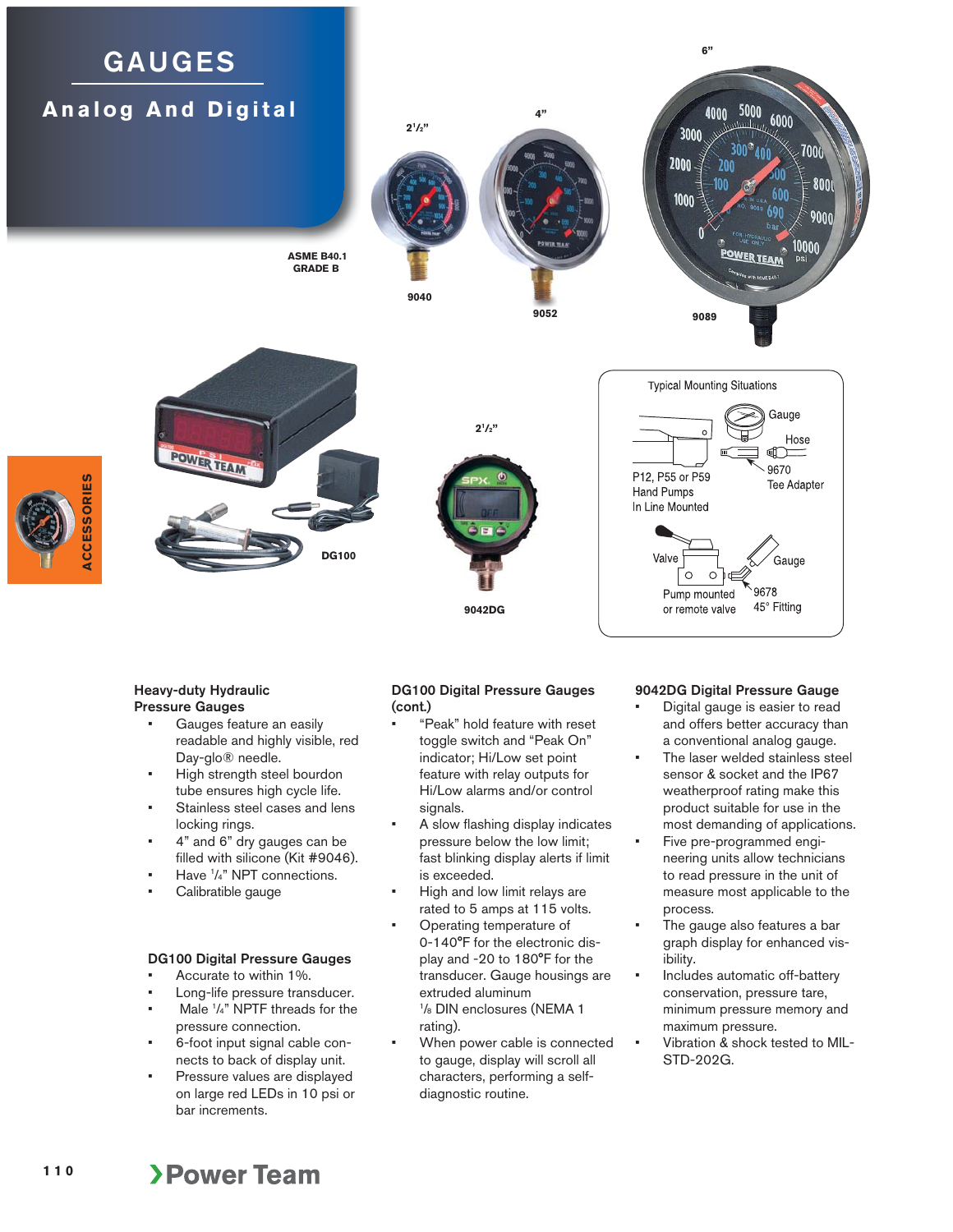# GAUGES

## Analog And Digital

ASME B40.1
GRADE B

2¹/₂" — 9040

4" — 9052

6" — 9089

DG100

2¹/₂" — 9042DG

Typical Mounting Situations

- Gauge
- Hose
- 9670 Tee Adapter
- P12, P55 or P59 Hand Pumps In Line Mounted
- Valve
- Gauge
- Pump mounted or remote valve
- 9678 45° Fitting

### Heavy-duty Hydraulic Pressure Gauges

- Gauges feature an easily readable and highly visible, red Day-glo® needle.
- High strength steel bourdon tube ensures high cycle life.
- Stainless steel cases and lens locking rings.
- 4" and 6" dry gauges can be filled with silicone (Kit #9046).
- Have ¹/₄" NPT connections.
- Calibratible gauge

### DG100 Digital Pressure Gauges

- Accurate to within 1%.
- Long-life pressure transducer.
- Male ¹/₄" NPTF threads for the pressure connection.
- 6-foot input signal cable connects to back of display unit.
- Pressure values are displayed on large red LEDs in 10 psi or bar increments.

### DG100 Digital Pressure Gauges (cont.)

- "Peak" hold feature with reset toggle switch and "Peak On" indicator; Hi/Low set point feature with relay outputs for Hi/Low alarms and/or control signals.
- A slow flashing display indicates pressure below the low limit; fast blinking display alerts if limit is exceeded.
- High and low limit relays are rated to 5 amps at 115 volts.
- Operating temperature of 0-140°F for the electronic display and -20 to 180°F for the transducer. Gauge housings are extruded aluminum ¹/₈ DIN enclosures (NEMA 1 rating).
- When power cable is connected to gauge, display will scroll all characters, performing a self-diagnostic routine.

### 9042DG Digital Pressure Gauge

- Digital gauge is easier to read and offers better accuracy than a conventional analog gauge.
- The laser welded stainless steel sensor & socket and the IP67 weatherproof rating make this product suitable for use in the most demanding of applications.
- Five pre-programmed engineering units allow technicians to read pressure in the unit of measure most applicable to the process.
- The gauge also features a bar graph display for enhanced visibility.
- Includes automatic off-battery conservation, pressure tare, minimum pressure memory and maximum pressure.
- Vibration & shock tested to MIL-STD-202G.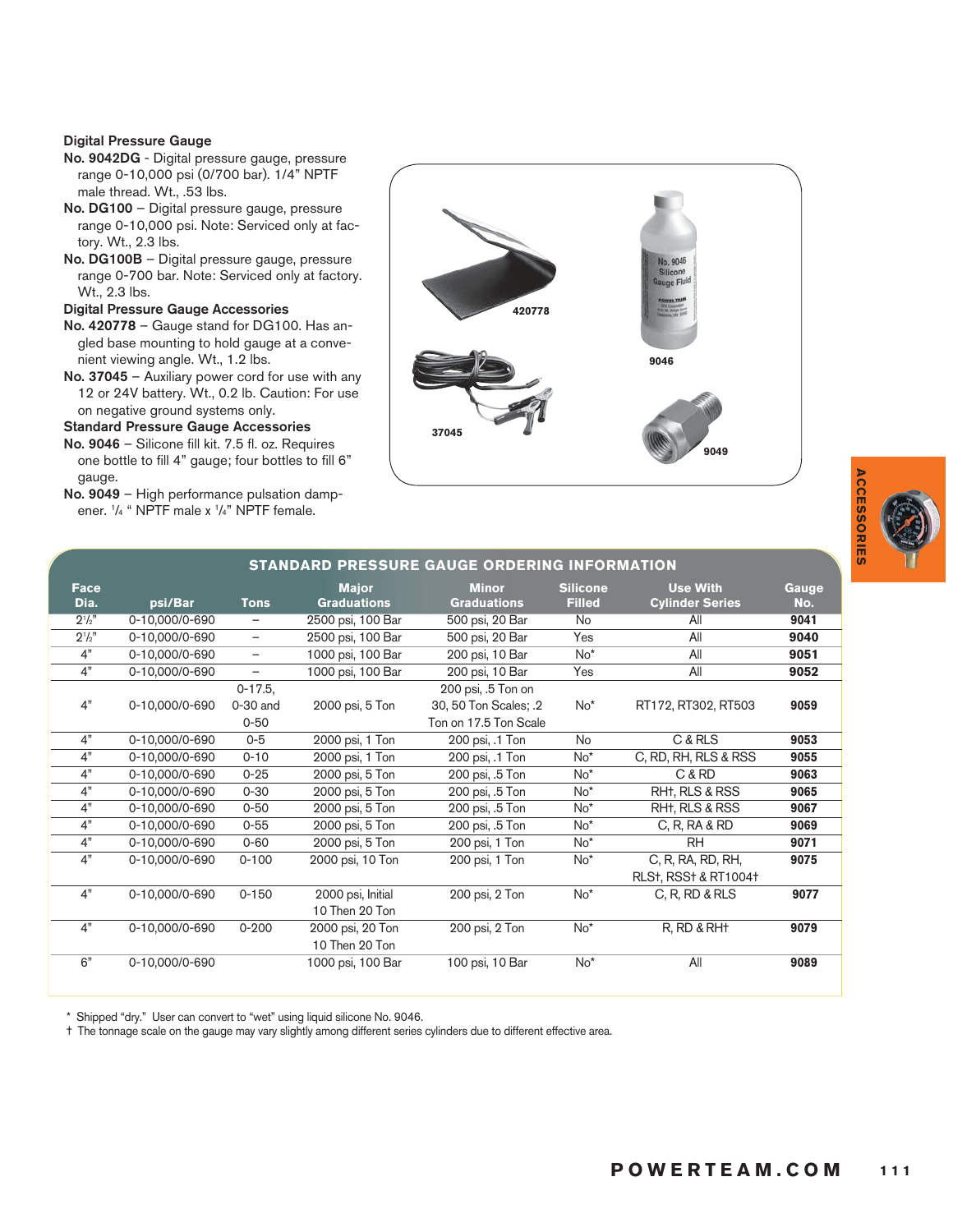### Digital Pressure Gauge

**No. 9042DG** - Digital pressure gauge, pressure range 0-10,000 psi (0/700 bar). 1/4" NPTF male thread. Wt., .53 lbs.

**No. DG100** – Digital pressure gauge, pressure range 0-10,000 psi. Note: Serviced only at factory. Wt., 2.3 lbs.

**No. DG100B** – Digital pressure gauge, pressure range 0-700 bar. Note: Serviced only at factory. Wt., 2.3 lbs.

### Digital Pressure Gauge Accessories

**No. 420778** – Gauge stand for DG100. Has angled base mounting to hold gauge at a convenient viewing angle. Wt., 1.2 lbs.

**No. 37045** – Auxiliary power cord for use with any 12 or 24V battery. Wt., 0.2 lb. Caution: For use on negative ground systems only.

### Standard Pressure Gauge Accessories

**No. 9046** – Silicone fill kit. 7.5 fl. oz. Requires one bottle to fill 4" gauge; four bottles to fill 6" gauge.

**No. 9049** – High performance pulsation dampener. 1/4 " NPTF male x 1/4" NPTF female.

420778

9046

37045

9049

ACCESSORIES

## STANDARD PRESSURE GAUGE ORDERING INFORMATION

| Face Dia. | psi/Bar | Tons | Major Graduations | Minor Graduations | Silicone Filled | Use With Cylinder Series | Gauge No. |
|---|---|---|---|---|---|---|---|
| 2½" | 0-10,000/0-690 | – | 2500 psi, 100 Bar | 500 psi, 20 Bar | No | All | **9041** |
| 2½" | 0-10,000/0-690 | – | 2500 psi, 100 Bar | 500 psi, 20 Bar | Yes | All | **9040** |
| 4" | 0-10,000/0-690 | – | 1000 psi, 100 Bar | 200 psi, 10 Bar | No* | All | **9051** |
| 4" | 0-10,000/0-690 | – | 1000 psi, 100 Bar | 200 psi, 10 Bar | Yes | All | **9052** |
| 4" | 0-10,000/0-690 | 0-17.5, 0-30 and 0-50 | 2000 psi, 5 Ton | 200 psi, .5 Ton on 30, 50 Ton Scales; .2 Ton on 17.5 Ton Scale | No* | RT172, RT302, RT503 | **9059** |
| 4" | 0-10,000/0-690 | 0-5 | 2000 psi, 1 Ton | 200 psi, .1 Ton | No | C & RLS | **9053** |
| 4" | 0-10,000/0-690 | 0-10 | 2000 psi, 1 Ton | 200 psi, .1 Ton | No* | C, RD, RH, RLS & RSS | **9055** |
| 4" | 0-10,000/0-690 | 0-25 | 2000 psi, 5 Ton | 200 psi, .5 Ton | No* | C & RD | **9063** |
| 4" | 0-10,000/0-690 | 0-30 | 2000 psi, 5 Ton | 200 psi, .5 Ton | No* | RH†, RLS & RSS | **9065** |
| 4" | 0-10,000/0-690 | 0-50 | 2000 psi, 5 Ton | 200 psi, .5 Ton | No* | RH†, RLS & RSS | **9067** |
| 4" | 0-10,000/0-690 | 0-55 | 2000 psi, 5 Ton | 200 psi, .5 Ton | No* | C, R, RA & RD | **9069** |
| 4" | 0-10,000/0-690 | 0-60 | 2000 psi, 5 Ton | 200 psi, 1 Ton | No* | RH | **9071** |
| 4" | 0-10,000/0-690 | 0-100 | 2000 psi, 10 Ton | 200 psi, 1 Ton | No* | C, R, RA, RD, RH, RLS†, RSS† & RT1004† | **9075** |
| 4" | 0-10,000/0-690 | 0-150 | 2000 psi, Initial 10 Then 20 Ton | 200 psi, 2 Ton | No* | C, R, RD & RLS | **9077** |
| 4" | 0-10,000/0-690 | 0-200 | 2000 psi, 20 Ton 10 Then 20 Ton | 200 psi, 2 Ton | No* | R, RD & RH† | **9079** |
| 6" | 0-10,000/0-690 | | 1000 psi, 100 Bar | 100 psi, 10 Bar | No* | All | **9089** |

\* Shipped "dry." User can convert to "wet" using liquid silicone No. 9046.

† The tonnage scale on the gauge may vary slightly among different series cylinders due to different effective area.

**POWERTEAM.COM**